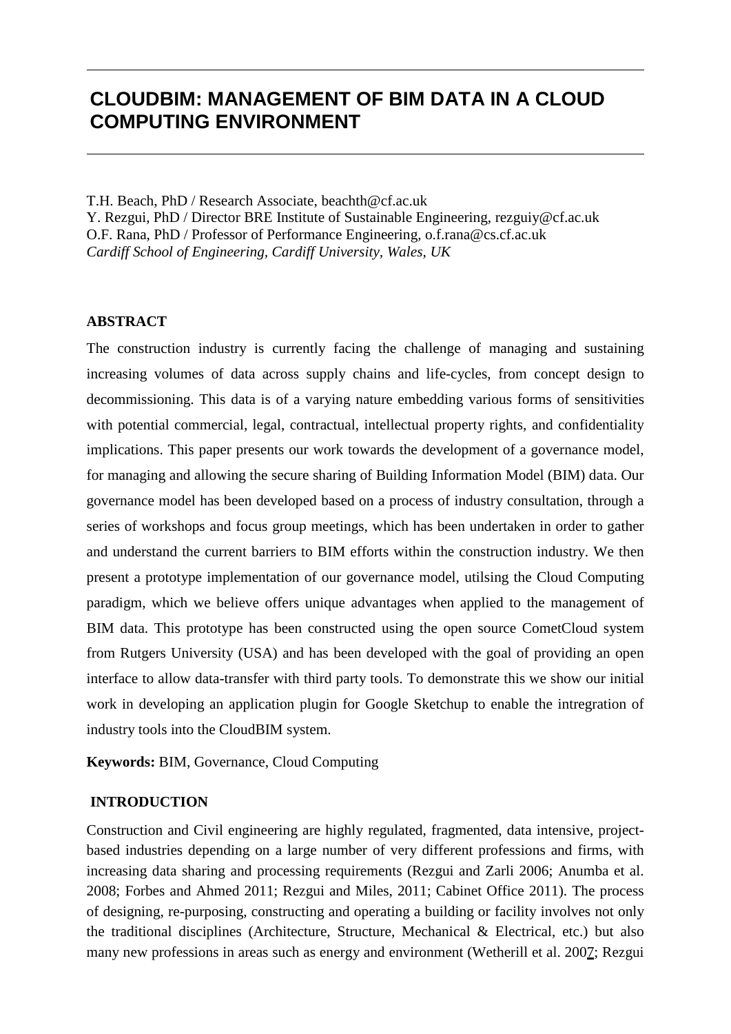# CLOUDBIM: MANAGEMENT OF BIM DATA IN A CLOUD COMPUTING ENVIRONMENT

T.H. Beach, PhD / Research Associate, beachth@cf.ac.uk
Y. Rezgui, PhD / Director BRE Institute of Sustainable Engineering, rezguiy@cf.ac.uk
O.F. Rana, PhD / Professor of Performance Engineering, o.f.rana@cs.cf.ac.uk
*Cardiff School of Engineering, Cardiff University, Wales, UK*

## ABSTRACT

The construction industry is currently facing the challenge of managing and sustaining increasing volumes of data across supply chains and life-cycles, from concept design to decommissioning. This data is of a varying nature embedding various forms of sensitivities with potential commercial, legal, contractual, intellectual property rights, and confidentiality implications. This paper presents our work towards the development of a governance model, for managing and allowing the secure sharing of Building Information Model (BIM) data. Our governance model has been developed based on a process of industry consultation, through a series of workshops and focus group meetings, which has been undertaken in order to gather and understand the current barriers to BIM efforts within the construction industry. We then present a prototype implementation of our governance model, utilsing the Cloud Computing paradigm, which we believe offers unique advantages when applied to the management of BIM data. This prototype has been constructed using the open source CometCloud system from Rutgers University (USA) and has been developed with the goal of providing an open interface to allow data-transfer with third party tools. To demonstrate this we show our initial work in developing an application plugin for Google Sketchup to enable the intregration of industry tools into the CloudBIM system.

**Keywords:** BIM, Governance, Cloud Computing

## INTRODUCTION

Construction and Civil engineering are highly regulated, fragmented, data intensive, project-based industries depending on a large number of very different professions and firms, with increasing data sharing and processing requirements (Rezgui and Zarli 2006; Anumba et al. 2008; Forbes and Ahmed 2011; Rezgui and Miles, 2011; Cabinet Office 2011). The process of designing, re-purposing, constructing and operating a building or facility involves not only the traditional disciplines (Architecture, Structure, Mechanical & Electrical, etc.) but also many new professions in areas such as energy and environment (Wetherill et al. 2007; Rezgui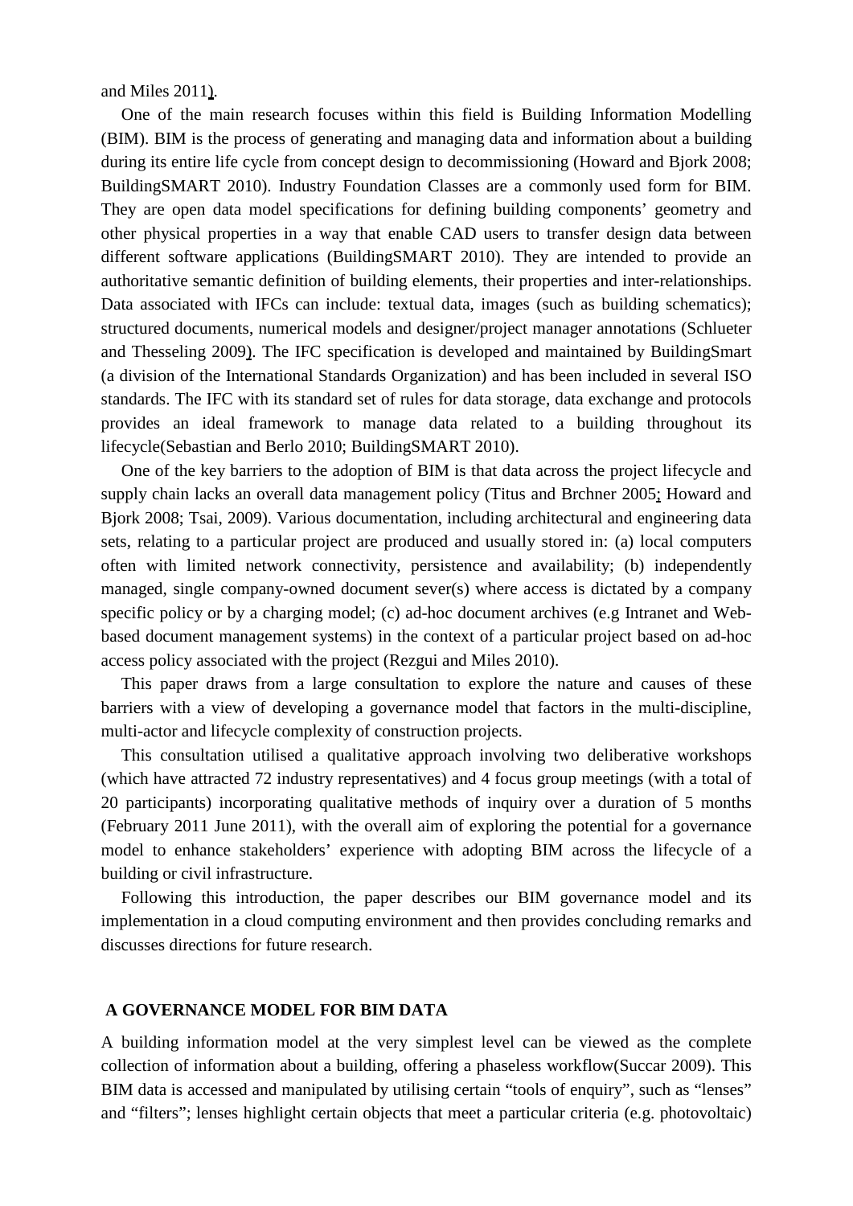and Miles 2011).

One of the main research focuses within this field is Building Information Modelling (BIM). BIM is the process of generating and managing data and information about a building during its entire life cycle from concept design to decommissioning (Howard and Bjork 2008; BuildingSMART 2010). Industry Foundation Classes are a commonly used form for BIM. They are open data model specifications for defining building components' geometry and other physical properties in a way that enable CAD users to transfer design data between different software applications (BuildingSMART 2010). They are intended to provide an authoritative semantic definition of building elements, their properties and inter-relationships. Data associated with IFCs can include: textual data, images (such as building schematics); structured documents, numerical models and designer/project manager annotations (Schlueter and Thesseling 2009). The IFC specification is developed and maintained by BuildingSmart (a division of the International Standards Organization) and has been included in several ISO standards. The IFC with its standard set of rules for data storage, data exchange and protocols provides an ideal framework to manage data related to a building throughout its lifecycle(Sebastian and Berlo 2010; BuildingSMART 2010).

One of the key barriers to the adoption of BIM is that data across the project lifecycle and supply chain lacks an overall data management policy (Titus and Brchner 2005; Howard and Bjork 2008; Tsai, 2009). Various documentation, including architectural and engineering data sets, relating to a particular project are produced and usually stored in: (a) local computers often with limited network connectivity, persistence and availability; (b) independently managed, single company-owned document sever(s) where access is dictated by a company specific policy or by a charging model; (c) ad-hoc document archives (e.g Intranet and Web-based document management systems) in the context of a particular project based on ad-hoc access policy associated with the project (Rezgui and Miles 2010).

This paper draws from a large consultation to explore the nature and causes of these barriers with a view of developing a governance model that factors in the multi-discipline, multi-actor and lifecycle complexity of construction projects.

This consultation utilised a qualitative approach involving two deliberative workshops (which have attracted 72 industry representatives) and 4 focus group meetings (with a total of 20 participants) incorporating qualitative methods of inquiry over a duration of 5 months (February 2011 June 2011), with the overall aim of exploring the potential for a governance model to enhance stakeholders' experience with adopting BIM across the lifecycle of a building or civil infrastructure.

Following this introduction, the paper describes our BIM governance model and its implementation in a cloud computing environment and then provides concluding remarks and discusses directions for future research.

## A GOVERNANCE MODEL FOR BIM DATA

A building information model at the very simplest level can be viewed as the complete collection of information about a building, offering a phaseless workflow(Succar 2009). This BIM data is accessed and manipulated by utilising certain "tools of enquiry", such as "lenses" and "filters"; lenses highlight certain objects that meet a particular criteria (e.g. photovoltaic)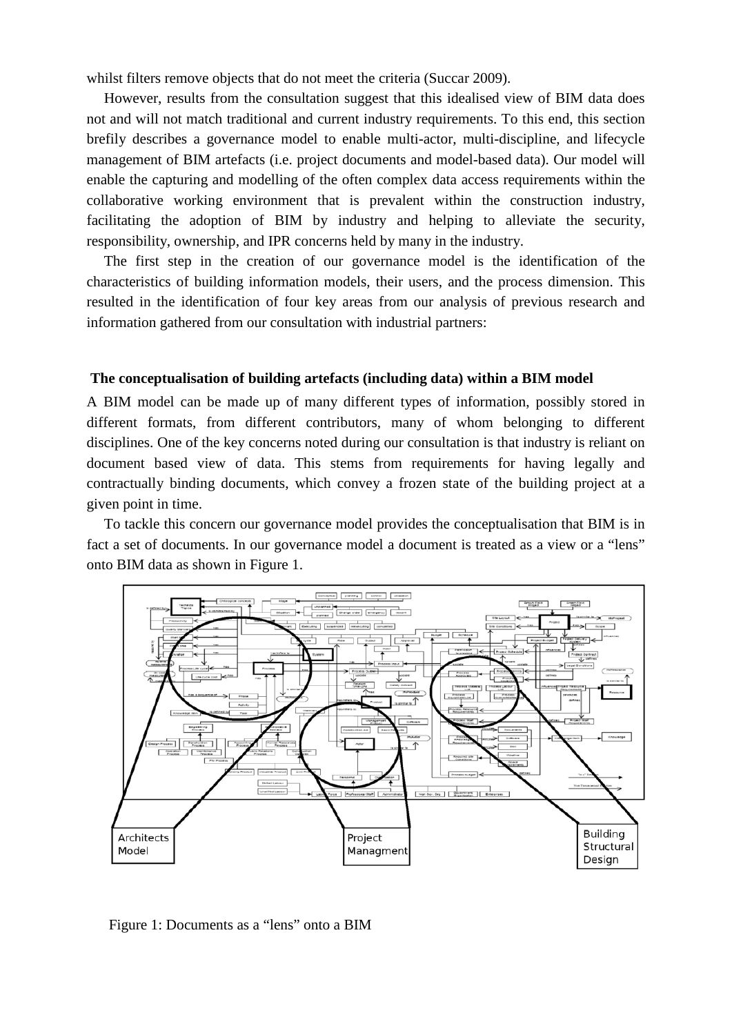whilst filters remove objects that do not meet the criteria (Succar 2009).

However, results from the consultation suggest that this idealised view of BIM data does not and will not match traditional and current industry requirements. To this end, this section brefily describes a governance model to enable multi-actor, multi-discipline, and lifecycle management of BIM artefacts (i.e. project documents and model-based data). Our model will enable the capturing and modelling of the often complex data access requirements within the collaborative working environment that is prevalent within the construction industry, facilitating the adoption of BIM by industry and helping to alleviate the security, responsibility, ownership, and IPR concerns held by many in the industry.

The first step in the creation of our governance model is the identification of the characteristics of building information models, their users, and the process dimension. This resulted in the identification of four key areas from our analysis of previous research and information gathered from our consultation with industrial partners:

**The conceptualisation of building artefacts (including data) within a BIM model**

A BIM model can be made up of many different types of information, possibly stored in different formats, from different contributors, many of whom belonging to different disciplines. One of the key concerns noted during our consultation is that industry is reliant on document based view of data. This stems from requirements for having legally and contractually binding documents, which convey a frozen state of the building project at a given point in time.

To tackle this concern our governance model provides the conceptualisation that BIM is in fact a set of documents. In our governance model a document is treated as a view or a "lens" onto BIM data as shown in Figure 1.

Figure 1: Documents as a "lens" onto a BIM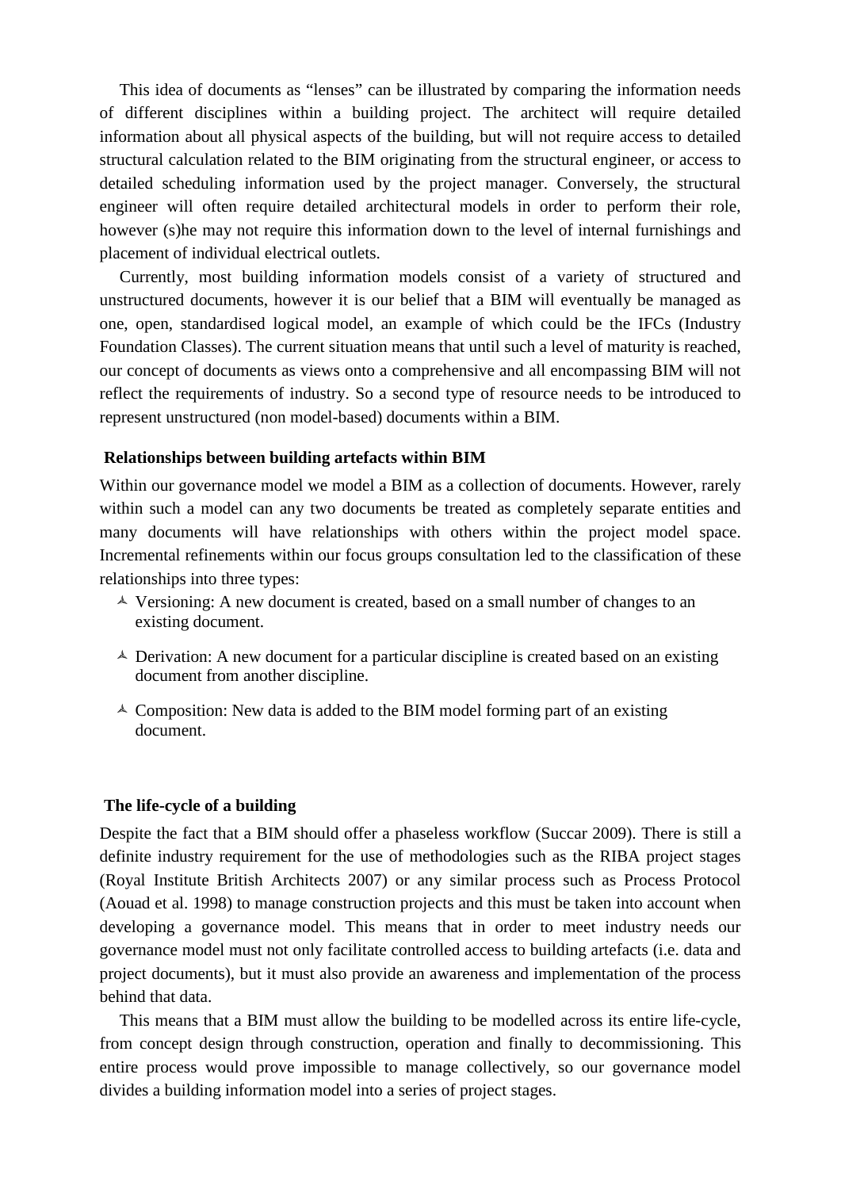This idea of documents as "lenses" can be illustrated by comparing the information needs of different disciplines within a building project. The architect will require detailed information about all physical aspects of the building, but will not require access to detailed structural calculation related to the BIM originating from the structural engineer, or access to detailed scheduling information used by the project manager. Conversely, the structural engineer will often require detailed architectural models in order to perform their role, however (s)he may not require this information down to the level of internal furnishings and placement of individual electrical outlets.

Currently, most building information models consist of a variety of structured and unstructured documents, however it is our belief that a BIM will eventually be managed as one, open, standardised logical model, an example of which could be the IFCs (Industry Foundation Classes). The current situation means that until such a level of maturity is reached, our concept of documents as views onto a comprehensive and all encompassing BIM will not reflect the requirements of industry. So a second type of resource needs to be introduced to represent unstructured (non model-based) documents within a BIM.

### Relationships between building artefacts within BIM

Within our governance model we model a BIM as a collection of documents. However, rarely within such a model can any two documents be treated as completely separate entities and many documents will have relationships with others within the project model space. Incremental refinements within our focus groups consultation led to the classification of these relationships into three types:

- Versioning: A new document is created, based on a small number of changes to an existing document.
- Derivation: A new document for a particular discipline is created based on an existing document from another discipline.
- Composition: New data is added to the BIM model forming part of an existing document.

### The life-cycle of a building

Despite the fact that a BIM should offer a phaseless workflow (Succar 2009). There is still a definite industry requirement for the use of methodologies such as the RIBA project stages (Royal Institute British Architects 2007) or any similar process such as Process Protocol (Aouad et al. 1998) to manage construction projects and this must be taken into account when developing a governance model. This means that in order to meet industry needs our governance model must not only facilitate controlled access to building artefacts (i.e. data and project documents), but it must also provide an awareness and implementation of the process behind that data.

This means that a BIM must allow the building to be modelled across its entire life-cycle, from concept design through construction, operation and finally to decommissioning. This entire process would prove impossible to manage collectively, so our governance model divides a building information model into a series of project stages.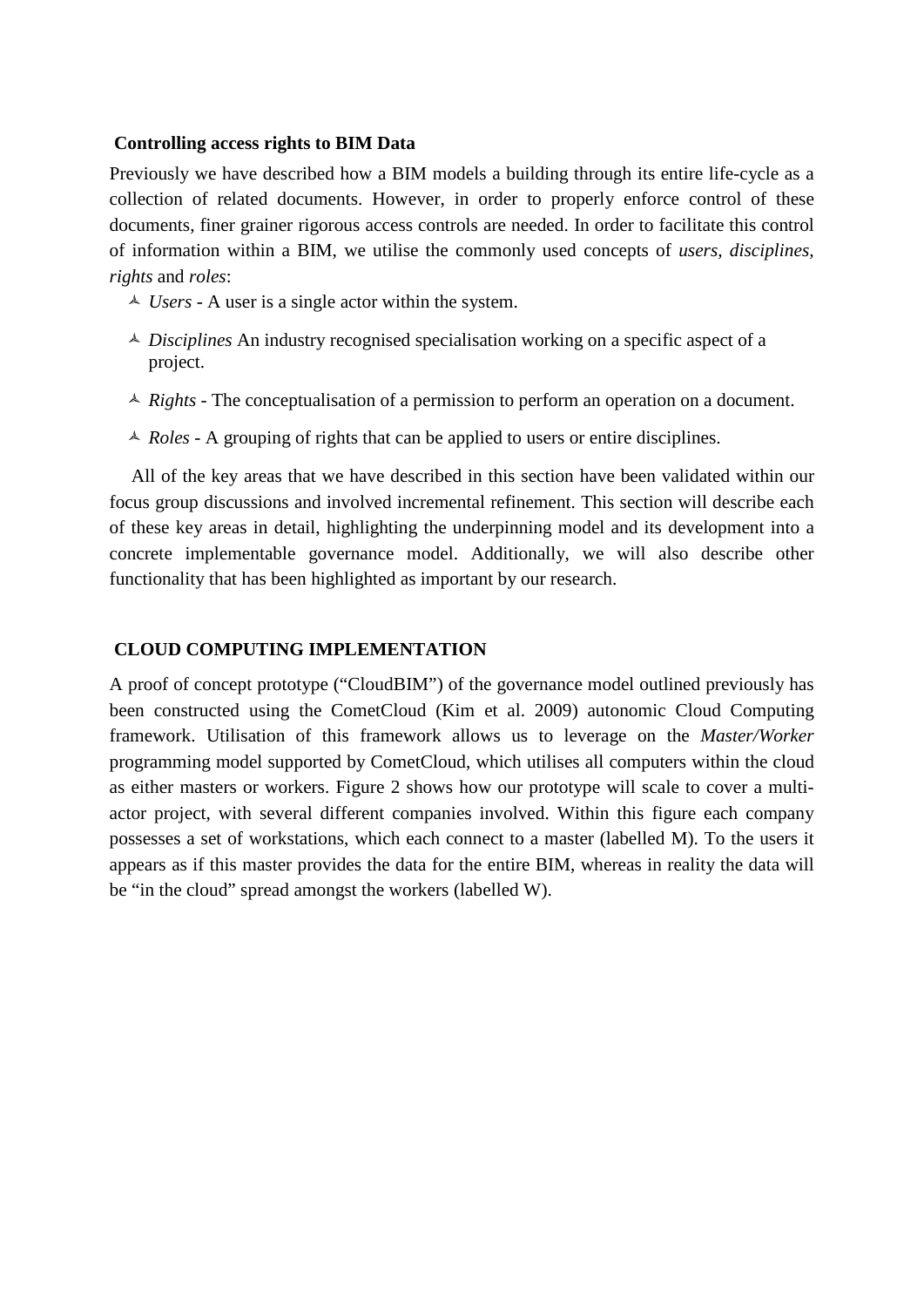### Controlling access rights to BIM Data

Previously we have described how a BIM models a building through its entire life-cycle as a collection of related documents. However, in order to properly enforce control of these documents, finer grainer rigorous access controls are needed. In order to facilitate this control of information within a BIM, we utilise the commonly used concepts of *users, disciplines, rights* and *roles*:

- *Users* - A user is a single actor within the system.
- *Disciplines* An industry recognised specialisation working on a specific aspect of a project.
- *Rights* - The conceptualisation of a permission to perform an operation on a document.
- *Roles* - A grouping of rights that can be applied to users or entire disciplines.

All of the key areas that we have described in this section have been validated within our focus group discussions and involved incremental refinement. This section will describe each of these key areas in detail, highlighting the underpinning model and its development into a concrete implementable governance model. Additionally, we will also describe other functionality that has been highlighted as important by our research.

## CLOUD COMPUTING IMPLEMENTATION

A proof of concept prototype ("CloudBIM") of the governance model outlined previously has been constructed using the CometCloud (Kim et al. 2009) autonomic Cloud Computing framework. Utilisation of this framework allows us to leverage on the *Master/Worker* programming model supported by CometCloud, which utilises all computers within the cloud as either masters or workers. Figure 2 shows how our prototype will scale to cover a multi-actor project, with several different companies involved. Within this figure each company possesses a set of workstations, which each connect to a master (labelled M). To the users it appears as if this master provides the data for the entire BIM, whereas in reality the data will be "in the cloud" spread amongst the workers (labelled W).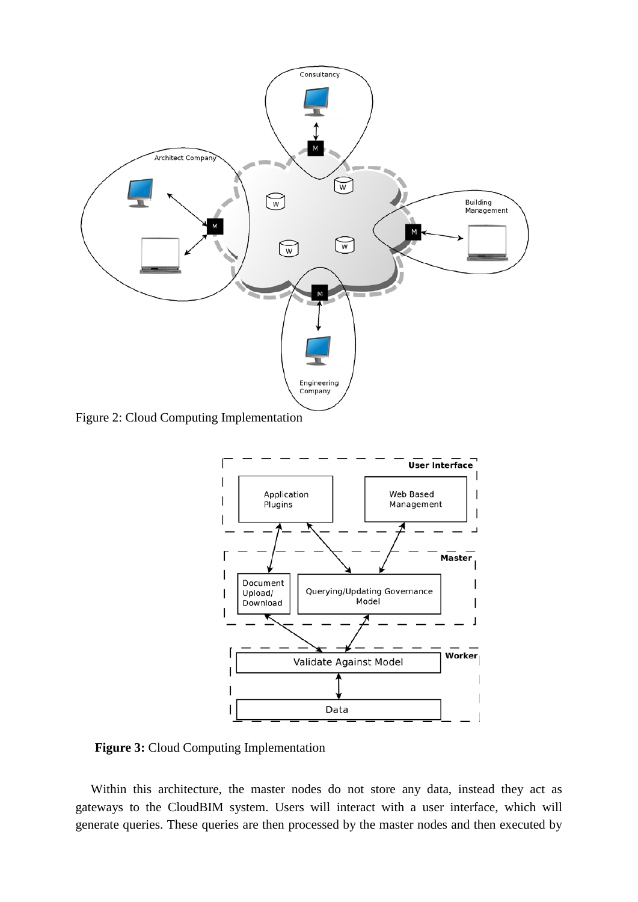Figure 2: Cloud Computing Implementation

**Figure 3:** Cloud Computing Implementation

Within this architecture, the master nodes do not store any data, instead they act as gateways to the CloudBIM system. Users will interact with a user interface, which will generate queries. These queries are then processed by the master nodes and then executed by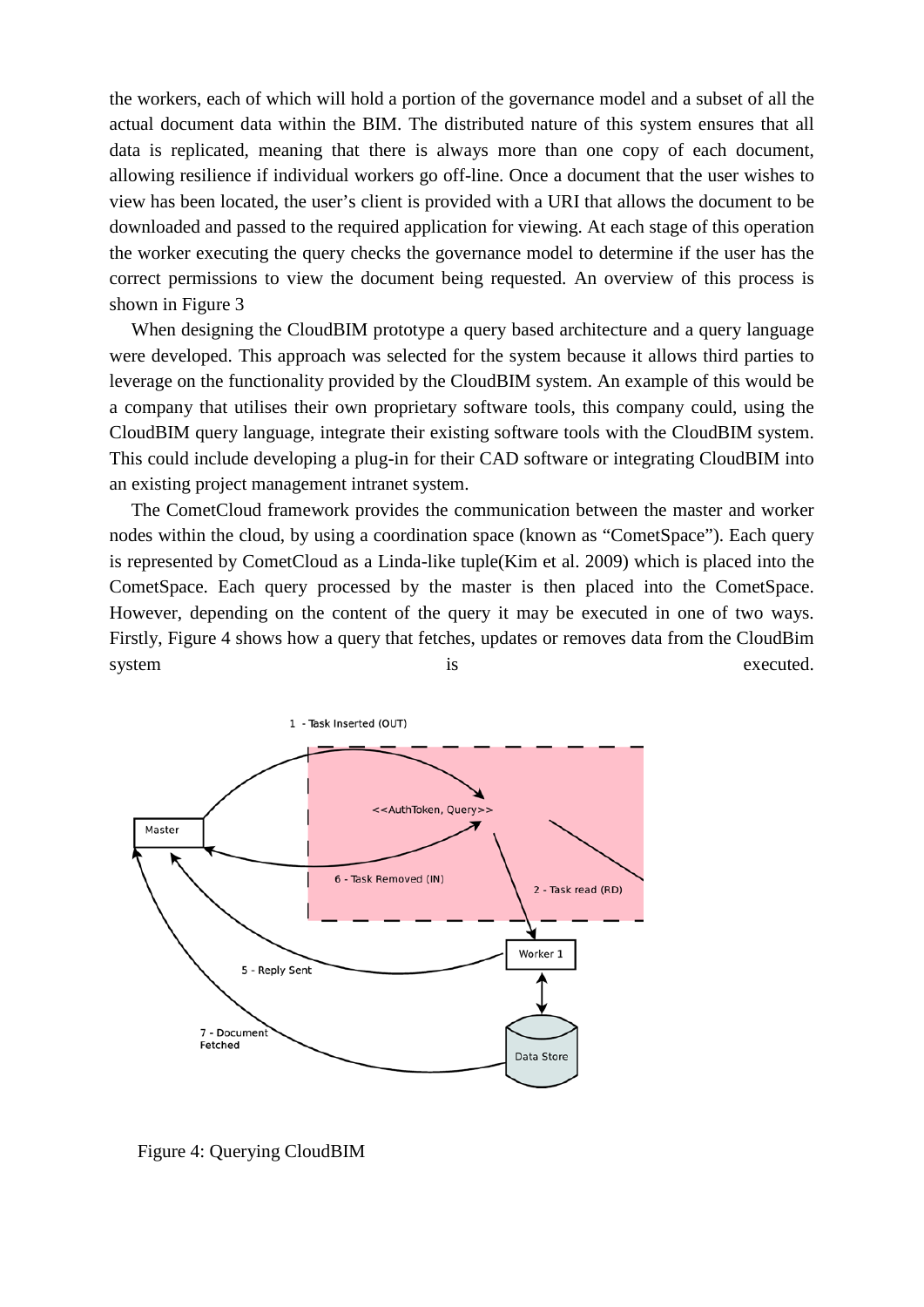the workers, each of which will hold a portion of the governance model and a subset of all the actual document data within the BIM. The distributed nature of this system ensures that all data is replicated, meaning that there is always more than one copy of each document, allowing resilience if individual workers go off-line. Once a document that the user wishes to view has been located, the user's client is provided with a URI that allows the document to be downloaded and passed to the required application for viewing. At each stage of this operation the worker executing the query checks the governance model to determine if the user has the correct permissions to view the document being requested. An overview of this process is shown in Figure 3

When designing the CloudBIM prototype a query based architecture and a query language were developed. This approach was selected for the system because it allows third parties to leverage on the functionality provided by the CloudBIM system. An example of this would be a company that utilises their own proprietary software tools, this company could, using the CloudBIM query language, integrate their existing software tools with the CloudBIM system. This could include developing a plug-in for their CAD software or integrating CloudBIM into an existing project management intranet system.

The CometCloud framework provides the communication between the master and worker nodes within the cloud, by using a coordination space (known as "CometSpace"). Each query is represented by CometCloud as a Linda-like tuple(Kim et al. 2009) which is placed into the CometSpace. Each query processed by the master is then placed into the CometSpace. However, depending on the content of the query it may be executed in one of two ways. Firstly, Figure 4 shows how a query that fetches, updates or removes data from the CloudBim system is executed.

1 - Task Inserted (OUT)

<<AuthToken, Query>>

Master

6 - Task Removed (IN)

2 - Task read (RD)

Worker 1

5 - Reply Sent

7 - Document Fetched

Data Store

Figure 4: Querying CloudBIM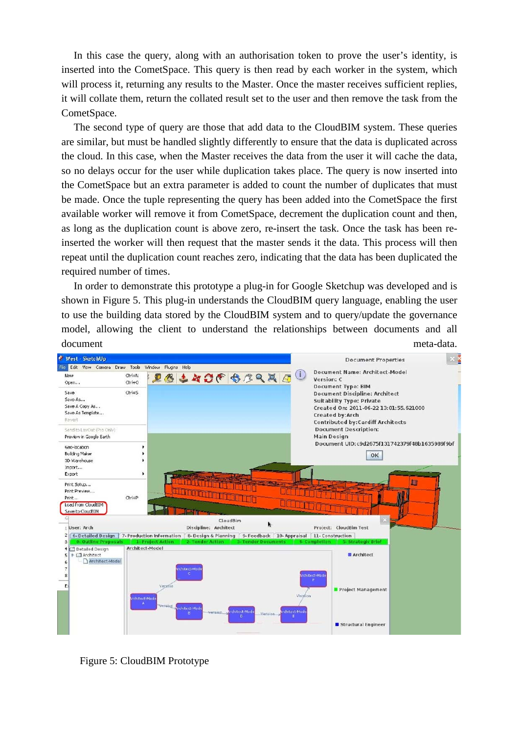In this case the query, along with an authorisation token to prove the user's identity, is inserted into the CometSpace. This query is then read by each worker in the system, which will process it, returning any results to the Master. Once the master receives sufficient replies, it will collate them, return the collated result set to the user and then remove the task from the CometSpace.

The second type of query are those that add data to the CloudBIM system. These queries are similar, but must be handled slightly differently to ensure that the data is duplicated across the cloud. In this case, when the Master receives the data from the user it will cache the data, so no delays occur for the user while duplication takes place. The query is now inserted into the CometSpace but an extra parameter is added to count the number of duplicates that must be made. Once the tuple representing the query has been added into the CometSpace the first available worker will remove it from CometSpace, decrement the duplication count and then, as long as the duplication count is above zero, re-insert the task. Once the task has been re-inserted the worker will then request that the master sends it the data. This process will then repeat until the duplication count reaches zero, indicating that the data has been duplicated the required number of times.

In order to demonstrate this prototype a plug-in for Google Sketchup was developed and is shown in Figure 5. This plug-in understands the CloudBIM query language, enabling the user to use the building data stored by the CloudBIM system and to query/update the governance model, allowing the client to understand the relationships between documents and all document meta-data.

Figure 5: CloudBIM Prototype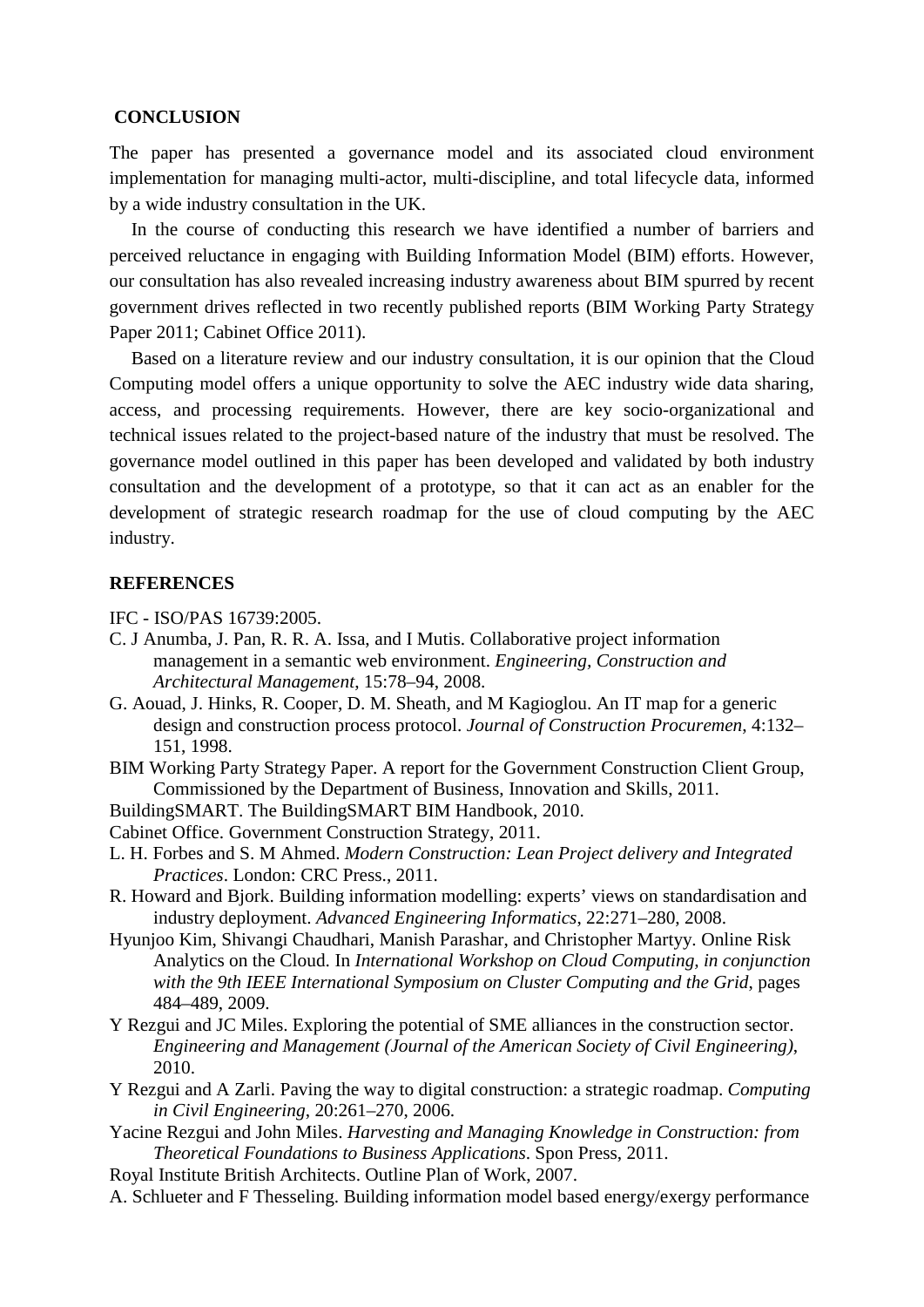## CONCLUSION

The paper has presented a governance model and its associated cloud environment implementation for managing multi-actor, multi-discipline, and total lifecycle data, informed by a wide industry consultation in the UK.

In the course of conducting this research we have identified a number of barriers and perceived reluctance in engaging with Building Information Model (BIM) efforts. However, our consultation has also revealed increasing industry awareness about BIM spurred by recent government drives reflected in two recently published reports (BIM Working Party Strategy Paper 2011; Cabinet Office 2011).

Based on a literature review and our industry consultation, it is our opinion that the Cloud Computing model offers a unique opportunity to solve the AEC industry wide data sharing, access, and processing requirements. However, there are key socio-organizational and technical issues related to the project-based nature of the industry that must be resolved. The governance model outlined in this paper has been developed and validated by both industry consultation and the development of a prototype, so that it can act as an enabler for the development of strategic research roadmap for the use of cloud computing by the AEC industry.

## REFERENCES

IFC - ISO/PAS 16739:2005.

C. J Anumba, J. Pan, R. R. A. Issa, and I Mutis. Collaborative project information management in a semantic web environment. *Engineering, Construction and Architectural Management*, 15:78–94, 2008.

G. Aouad, J. Hinks, R. Cooper, D. M. Sheath, and M Kagioglou. An IT map for a generic design and construction process protocol. *Journal of Construction Procuremen*, 4:132–151, 1998.

BIM Working Party Strategy Paper. A report for the Government Construction Client Group, Commissioned by the Department of Business, Innovation and Skills, 2011.

BuildingSMART. The BuildingSMART BIM Handbook, 2010.

Cabinet Office. Government Construction Strategy, 2011.

L. H. Forbes and S. M Ahmed. *Modern Construction: Lean Project delivery and Integrated Practices*. London: CRC Press., 2011.

R. Howard and Bjork. Building information modelling: experts' views on standardisation and industry deployment. *Advanced Engineering Informatics*, 22:271–280, 2008.

Hyunjoo Kim, Shivangi Chaudhari, Manish Parashar, and Christopher Martyy. Online Risk Analytics on the Cloud. In *International Workshop on Cloud Computing, in conjunction with the 9th IEEE International Symposium on Cluster Computing and the Grid*, pages 484–489, 2009.

Y Rezgui and JC Miles. Exploring the potential of SME alliances in the construction sector. *Engineering and Management (Journal of the American Society of Civil Engineering)*, 2010.

Y Rezgui and A Zarli. Paving the way to digital construction: a strategic roadmap. *Computing in Civil Engineering*, 20:261–270, 2006.

Yacine Rezgui and John Miles. *Harvesting and Managing Knowledge in Construction: from Theoretical Foundations to Business Applications*. Spon Press, 2011.

Royal Institute British Architects. Outline Plan of Work, 2007.

A. Schlueter and F Thesseling. Building information model based energy/exergy performance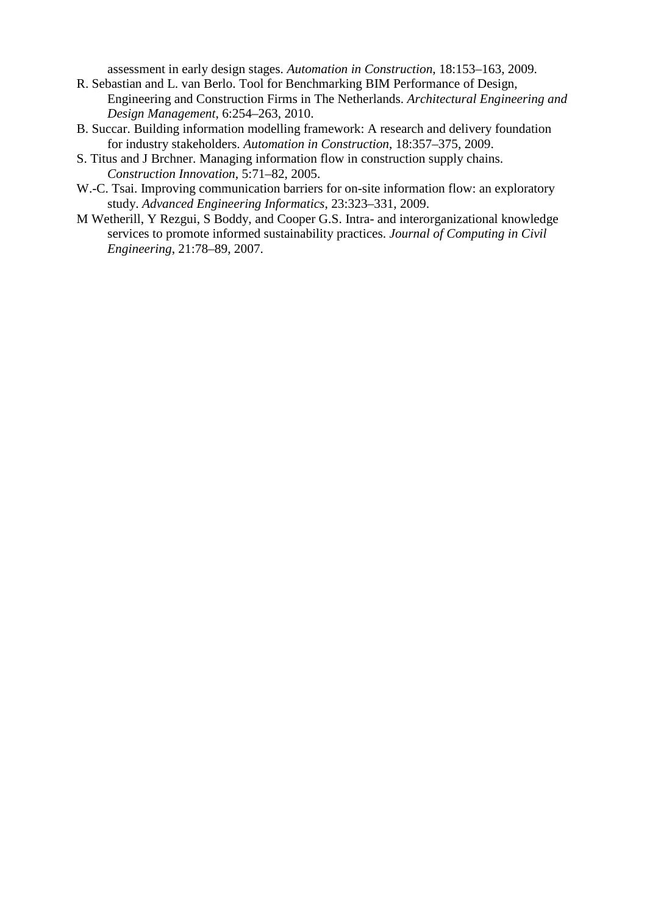assessment in early design stages. *Automation in Construction*, 18:153–163, 2009.

R. Sebastian and L. van Berlo. Tool for Benchmarking BIM Performance of Design, Engineering and Construction Firms in The Netherlands. *Architectural Engineering and Design Management*, 6:254–263, 2010.

B. Succar. Building information modelling framework: A research and delivery foundation for industry stakeholders. *Automation in Construction*, 18:357–375, 2009.

S. Titus and J Brchner. Managing information flow in construction supply chains. *Construction Innovation*, 5:71–82, 2005.

W.-C. Tsai. Improving communication barriers for on-site information flow: an exploratory study. *Advanced Engineering Informatics*, 23:323–331, 2009.

M Wetherill, Y Rezgui, S Boddy, and Cooper G.S. Intra- and interorganizational knowledge services to promote informed sustainability practices. *Journal of Computing in Civil Engineering*, 21:78–89, 2007.